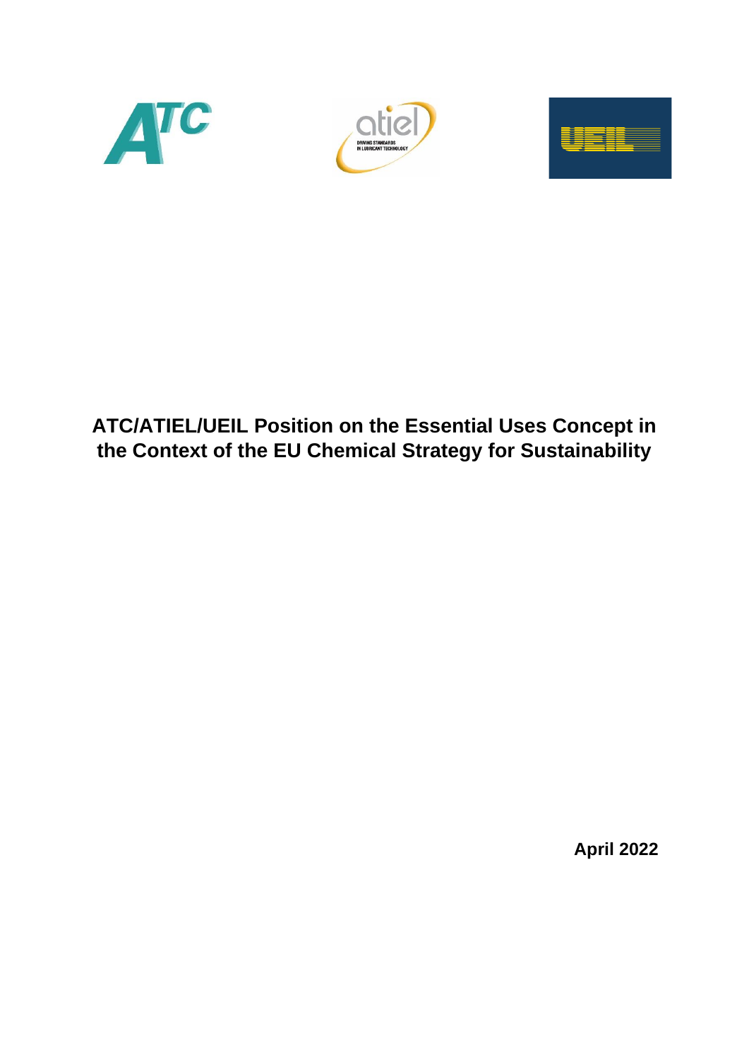# ATC/ATIEL/UEIL Position on the Essential Uses Concept in the Context of the EU Chemical Strategy for Sustainability

**April 2022**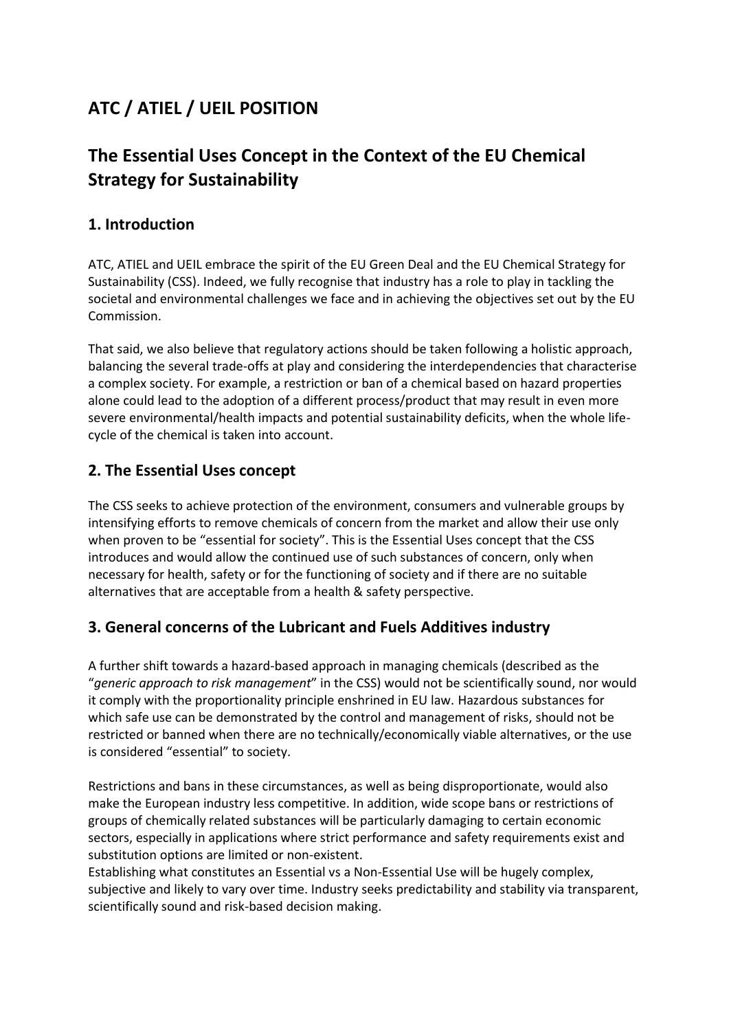# ATC / ATIEL / UEIL POSITION

# The Essential Uses Concept in the Context of the EU Chemical Strategy for Sustainability

## 1. Introduction

ATC, ATIEL and UEIL embrace the spirit of the EU Green Deal and the EU Chemical Strategy for Sustainability (CSS). Indeed, we fully recognise that industry has a role to play in tackling the societal and environmental challenges we face and in achieving the objectives set out by the EU Commission.

That said, we also believe that regulatory actions should be taken following a holistic approach, balancing the several trade-offs at play and considering the interdependencies that characterise a complex society. For example, a restriction or ban of a chemical based on hazard properties alone could lead to the adoption of a different process/product that may result in even more severe environmental/health impacts and potential sustainability deficits, when the whole life-cycle of the chemical is taken into account.

## 2. The Essential Uses concept

The CSS seeks to achieve protection of the environment, consumers and vulnerable groups by intensifying efforts to remove chemicals of concern from the market and allow their use only when proven to be "essential for society". This is the Essential Uses concept that the CSS introduces and would allow the continued use of such substances of concern, only when necessary for health, safety or for the functioning of society and if there are no suitable alternatives that are acceptable from a health & safety perspective.

## 3. General concerns of the Lubricant and Fuels Additives industry

A further shift towards a hazard-based approach in managing chemicals (described as the "*generic approach to risk management*" in the CSS) would not be scientifically sound, nor would it comply with the proportionality principle enshrined in EU law. Hazardous substances for which safe use can be demonstrated by the control and management of risks, should not be restricted or banned when there are no technically/economically viable alternatives, or the use is considered "essential" to society.

Restrictions and bans in these circumstances, as well as being disproportionate, would also make the European industry less competitive. In addition, wide scope bans or restrictions of groups of chemically related substances will be particularly damaging to certain economic sectors, especially in applications where strict performance and safety requirements exist and substitution options are limited or non-existent.

Establishing what constitutes an Essential vs a Non-Essential Use will be hugely complex, subjective and likely to vary over time. Industry seeks predictability and stability via transparent, scientifically sound and risk-based decision making.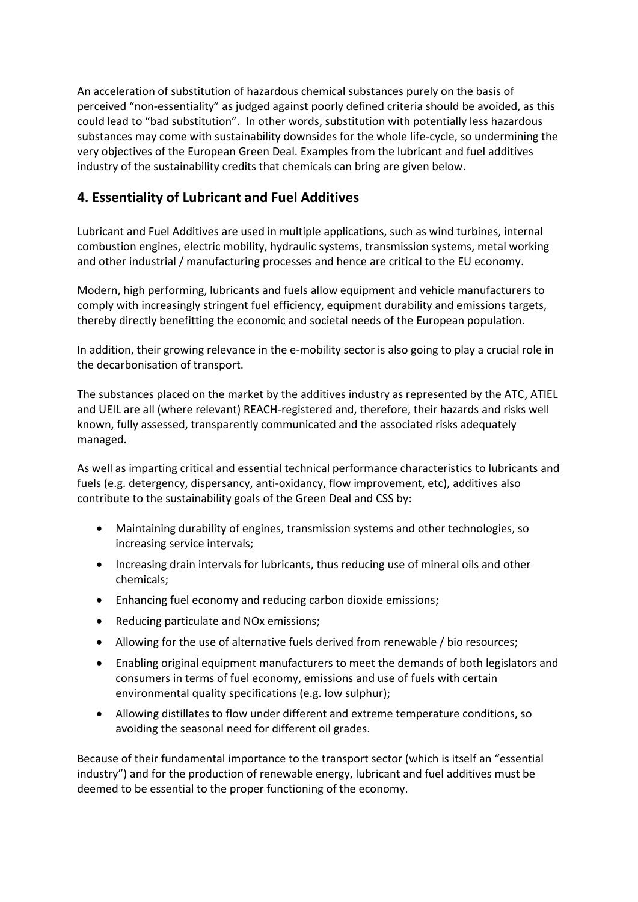An acceleration of substitution of hazardous chemical substances purely on the basis of perceived "non-essentiality" as judged against poorly defined criteria should be avoided, as this could lead to "bad substitution". In other words, substitution with potentially less hazardous substances may come with sustainability downsides for the whole life-cycle, so undermining the very objectives of the European Green Deal. Examples from the lubricant and fuel additives industry of the sustainability credits that chemicals can bring are given below.

## 4. Essentiality of Lubricant and Fuel Additives

Lubricant and Fuel Additives are used in multiple applications, such as wind turbines, internal combustion engines, electric mobility, hydraulic systems, transmission systems, metal working and other industrial / manufacturing processes and hence are critical to the EU economy.

Modern, high performing, lubricants and fuels allow equipment and vehicle manufacturers to comply with increasingly stringent fuel efficiency, equipment durability and emissions targets, thereby directly benefitting the economic and societal needs of the European population.

In addition, their growing relevance in the e-mobility sector is also going to play a crucial role in the decarbonisation of transport.

The substances placed on the market by the additives industry as represented by the ATC, ATIEL and UEIL are all (where relevant) REACH-registered and, therefore, their hazards and risks well known, fully assessed, transparently communicated and the associated risks adequately managed.

As well as imparting critical and essential technical performance characteristics to lubricants and fuels (e.g. detergency, dispersancy, anti-oxidancy, flow improvement, etc), additives also contribute to the sustainability goals of the Green Deal and CSS by:

- Maintaining durability of engines, transmission systems and other technologies, so increasing service intervals;
- Increasing drain intervals for lubricants, thus reducing use of mineral oils and other chemicals;
- Enhancing fuel economy and reducing carbon dioxide emissions;
- Reducing particulate and NOx emissions;
- Allowing for the use of alternative fuels derived from renewable / bio resources;
- Enabling original equipment manufacturers to meet the demands of both legislators and consumers in terms of fuel economy, emissions and use of fuels with certain environmental quality specifications (e.g. low sulphur);
- Allowing distillates to flow under different and extreme temperature conditions, so avoiding the seasonal need for different oil grades.

Because of their fundamental importance to the transport sector (which is itself an "essential industry") and for the production of renewable energy, lubricant and fuel additives must be deemed to be essential to the proper functioning of the economy.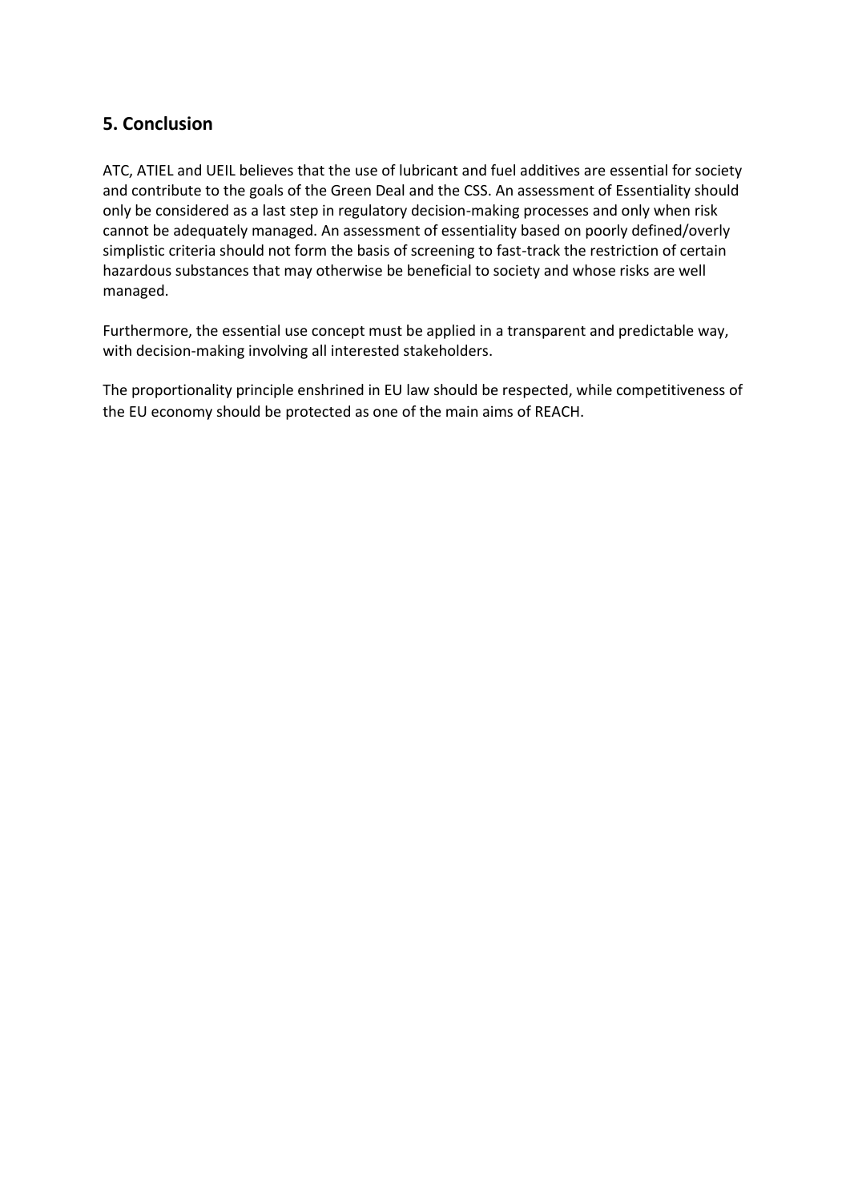## 5. Conclusion

ATC, ATIEL and UEIL believes that the use of lubricant and fuel additives are essential for society and contribute to the goals of the Green Deal and the CSS. An assessment of Essentiality should only be considered as a last step in regulatory decision-making processes and only when risk cannot be adequately managed. An assessment of essentiality based on poorly defined/overly simplistic criteria should not form the basis of screening to fast-track the restriction of certain hazardous substances that may otherwise be beneficial to society and whose risks are well managed.

Furthermore, the essential use concept must be applied in a transparent and predictable way, with decision-making involving all interested stakeholders.

The proportionality principle enshrined in EU law should be respected, while competitiveness of the EU economy should be protected as one of the main aims of REACH.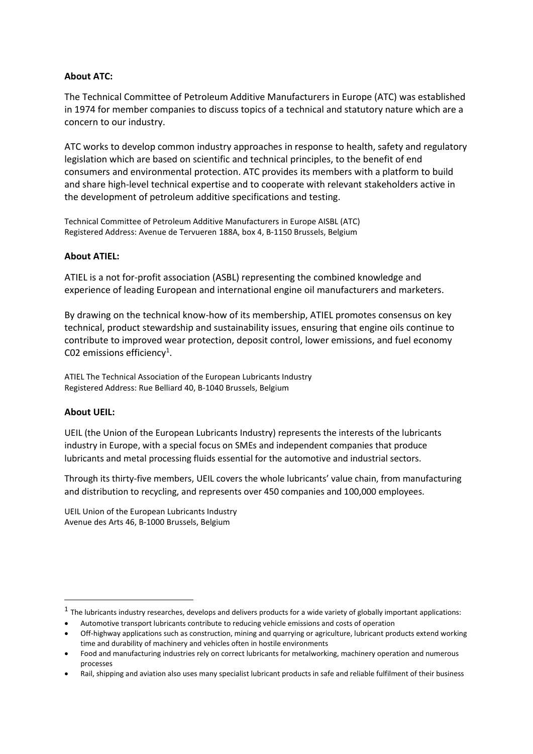**About ATC:**

The Technical Committee of Petroleum Additive Manufacturers in Europe (ATC) was established in 1974 for member companies to discuss topics of a technical and statutory nature which are a concern to our industry.

ATC works to develop common industry approaches in response to health, safety and regulatory legislation which are based on scientific and technical principles, to the benefit of end consumers and environmental protection. ATC provides its members with a platform to build and share high-level technical expertise and to cooperate with relevant stakeholders active in the development of petroleum additive specifications and testing.

Technical Committee of Petroleum Additive Manufacturers in Europe AISBL (ATC)
Registered Address: Avenue de Tervueren 188A, box 4, B-1150 Brussels, Belgium

**About ATIEL:**

ATIEL is a not for-profit association (ASBL) representing the combined knowledge and experience of leading European and international engine oil manufacturers and marketers.

By drawing on the technical know-how of its membership, ATIEL promotes consensus on key technical, product stewardship and sustainability issues, ensuring that engine oils continue to contribute to improved wear protection, deposit control, lower emissions, and fuel economy C02 emissions efficiency[1].

ATIEL The Technical Association of the European Lubricants Industry
Registered Address: Rue Belliard 40, B-1040 Brussels, Belgium

**About UEIL:**

UEIL (the Union of the European Lubricants Industry) represents the interests of the lubricants industry in Europe, with a special focus on SMEs and independent companies that produce lubricants and metal processing fluids essential for the automotive and industrial sectors.

Through its thirty-five members, UEIL covers the whole lubricants' value chain, from manufacturing and distribution to recycling, and represents over 450 companies and 100,000 employees.

UEIL Union of the European Lubricants Industry
Avenue des Arts 46, B-1000 Brussels, Belgium

---

[1] The lubricants industry researches, develops and delivers products for a wide variety of globally important applications:

- Automotive transport lubricants contribute to reducing vehicle emissions and costs of operation
- Off-highway applications such as construction, mining and quarrying or agriculture, lubricant products extend working time and durability of machinery and vehicles often in hostile environments
- Food and manufacturing industries rely on correct lubricants for metalworking, machinery operation and numerous processes
- Rail, shipping and aviation also uses many specialist lubricant products in safe and reliable fulfilment of their business